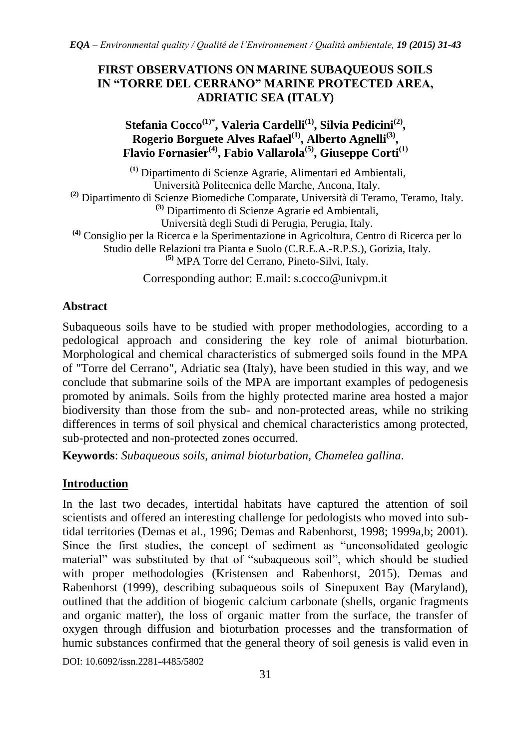# FIRST OBSERVATIONS ON MARINE SUBAQUEOUS SOILS IN "TORRE DEL CERRANO" MARINE PROTECTED AREA, ADRIATIC SEA (ITALY)

**Stefania Cocco[(1)*], Valeria Cardelli[(1)], Silvia Pedicini[(2)], Rogerio Borguete Alves Rafael[(1)], Alberto Agnelli[(3)], Flavio Fornasier[(4)], Fabio Vallarola[(5)], Giuseppe Corti[(1)]**

[(1)] Dipartimento di Scienze Agrarie, Alimentari ed Ambientali, Università Politecnica delle Marche, Ancona, Italy.
[(2)] Dipartimento di Scienze Biomediche Comparate, Università di Teramo, Teramo, Italy.
[(3)] Dipartimento di Scienze Agrarie ed Ambientali, Università degli Studi di Perugia, Perugia, Italy.
[(4)] Consiglio per la Ricerca e la Sperimentazione in Agricoltura, Centro di Ricerca per lo Studio delle Relazioni tra Pianta e Suolo (C.R.E.A.-R.P.S.), Gorizia, Italy.
[(5)] MPA Torre del Cerrano, Pineto-Silvi, Italy.

Corresponding author: E.mail: s.cocco@univpm.it

## Abstract

Subaqueous soils have to be studied with proper methodologies, according to a pedological approach and considering the key role of animal bioturbation. Morphological and chemical characteristics of submerged soils found in the MPA of "Torre del Cerrano", Adriatic sea (Italy), have been studied in this way, and we conclude that submarine soils of the MPA are important examples of pedogenesis promoted by animals. Soils from the highly protected marine area hosted a major biodiversity than those from the sub- and non-protected areas, while no striking differences in terms of soil physical and chemical characteristics among protected, sub-protected and non-protected zones occurred.

**Keywords**: *Subaqueous soils, animal bioturbation, Chamelea gallina*.

## Introduction

In the last two decades, intertidal habitats have captured the attention of soil scientists and offered an interesting challenge for pedologists who moved into sub-tidal territories (Demas et al., 1996; Demas and Rabenhorst, 1998; 1999a,b; 2001). Since the first studies, the concept of sediment as "unconsolidated geologic material" was substituted by that of "subaqueous soil", which should be studied with proper methodologies (Kristensen and Rabenhorst, 2015). Demas and Rabenhorst (1999), describing subaqueous soils of Sinepuxent Bay (Maryland), outlined that the addition of biogenic calcium carbonate (shells, organic fragments and organic matter), the loss of organic matter from the surface, the transfer of oxygen through diffusion and bioturbation processes and the transformation of humic substances confirmed that the general theory of soil genesis is valid even in

DOI: 10.6092/issn.2281-4485/5802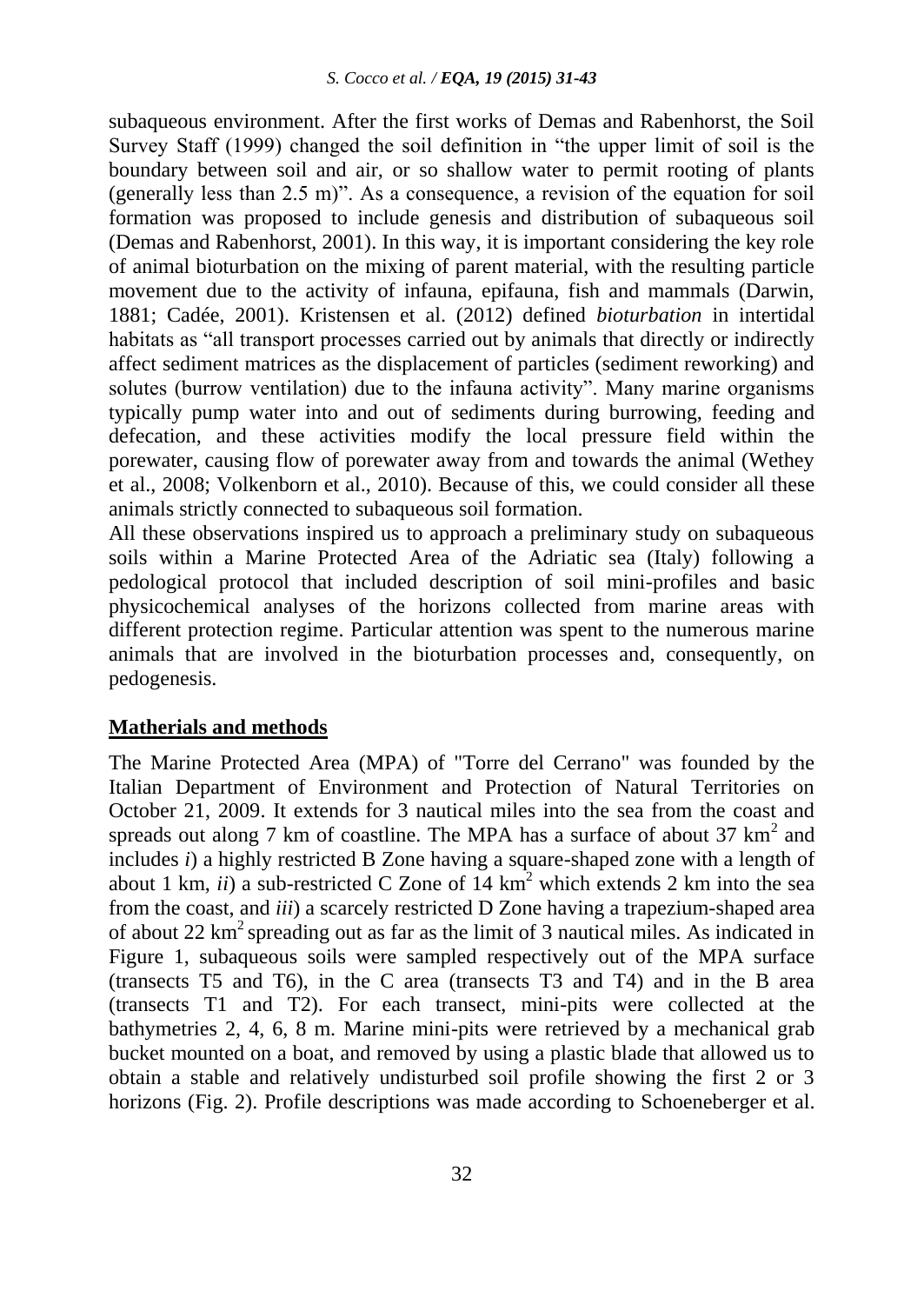subaqueous environment. After the first works of Demas and Rabenhorst, the Soil Survey Staff (1999) changed the soil definition in "the upper limit of soil is the boundary between soil and air, or so shallow water to permit rooting of plants (generally less than 2.5 m)". As a consequence, a revision of the equation for soil formation was proposed to include genesis and distribution of subaqueous soil (Demas and Rabenhorst, 2001). In this way, it is important considering the key role of animal bioturbation on the mixing of parent material, with the resulting particle movement due to the activity of infauna, epifauna, fish and mammals (Darwin, 1881; Cadée, 2001). Kristensen et al. (2012) defined *bioturbation* in intertidal habitats as "all transport processes carried out by animals that directly or indirectly affect sediment matrices as the displacement of particles (sediment reworking) and solutes (burrow ventilation) due to the infauna activity". Many marine organisms typically pump water into and out of sediments during burrowing, feeding and defecation, and these activities modify the local pressure field within the porewater, causing flow of porewater away from and towards the animal (Wethey et al., 2008; Volkenborn et al., 2010). Because of this, we could consider all these animals strictly connected to subaqueous soil formation.

All these observations inspired us to approach a preliminary study on subaqueous soils within a Marine Protected Area of the Adriatic sea (Italy) following a pedological protocol that included description of soil mini-profiles and basic physicochemical analyses of the horizons collected from marine areas with different protection regime. Particular attention was spent to the numerous marine animals that are involved in the bioturbation processes and, consequently, on pedogenesis.

## Matherials and methods

The Marine Protected Area (MPA) of "Torre del Cerrano" was founded by the Italian Department of Environment and Protection of Natural Territories on October 21, 2009. It extends for 3 nautical miles into the sea from the coast and spreads out along 7 km of coastline. The MPA has a surface of about 37 $km^2$ and includes *i*) a highly restricted B Zone having a square-shaped zone with a length of about 1 km, *ii*) a sub-restricted C Zone of 14 $km^2$ which extends 2 km into the sea from the coast, and *iii*) a scarcely restricted D Zone having a trapezium-shaped area of about 22 $km^2$ spreading out as far as the limit of 3 nautical miles. As indicated in Figure 1, subaqueous soils were sampled respectively out of the MPA surface (transects T5 and T6), in the C area (transects T3 and T4) and in the B area (transects T1 and T2). For each transect, mini-pits were collected at the bathymetries 2, 4, 6, 8 m. Marine mini-pits were retrieved by a mechanical grab bucket mounted on a boat, and removed by using a plastic blade that allowed us to obtain a stable and relatively undisturbed soil profile showing the first 2 or 3 horizons (Fig. 2). Profile descriptions was made according to Schoeneberger et al.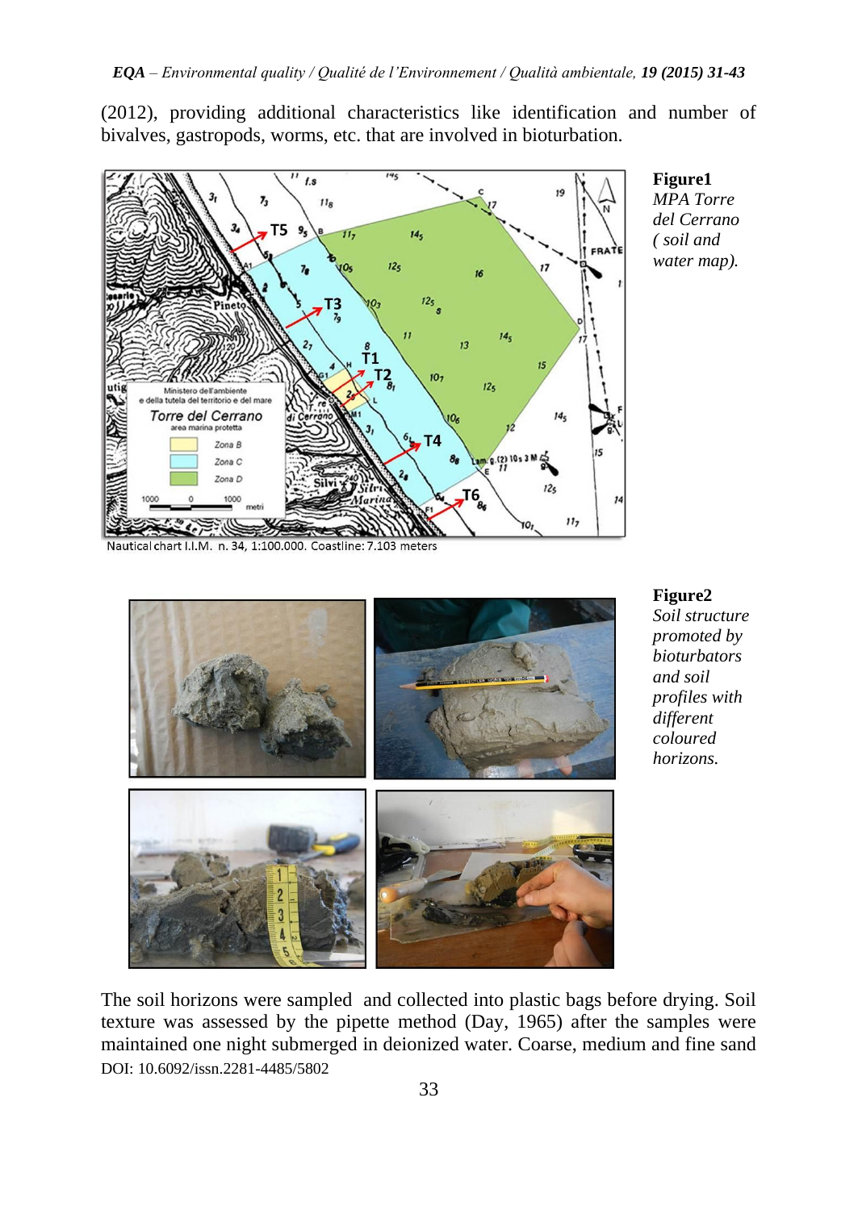(2012), providing additional characteristics like identification and number of bivalves, gastropods, worms, etc. that are involved in bioturbation.

**Figure1** *MPA Torre del Cerrano ( soil and water map).*

Nautical chart I.I.M. n. 34, 1:100.000. Coastline: 7.103 meters

**Figure2** *Soil structure promoted by bioturbators and soil profiles with different coloured horizons.*

The soil horizons were sampled and collected into plastic bags before drying. Soil texture was assessed by the pipette method (Day, 1965) after the samples were maintained one night submerged in deionized water. Coarse, medium and fine sand

DOI: 10.6092/issn.2281-4485/5802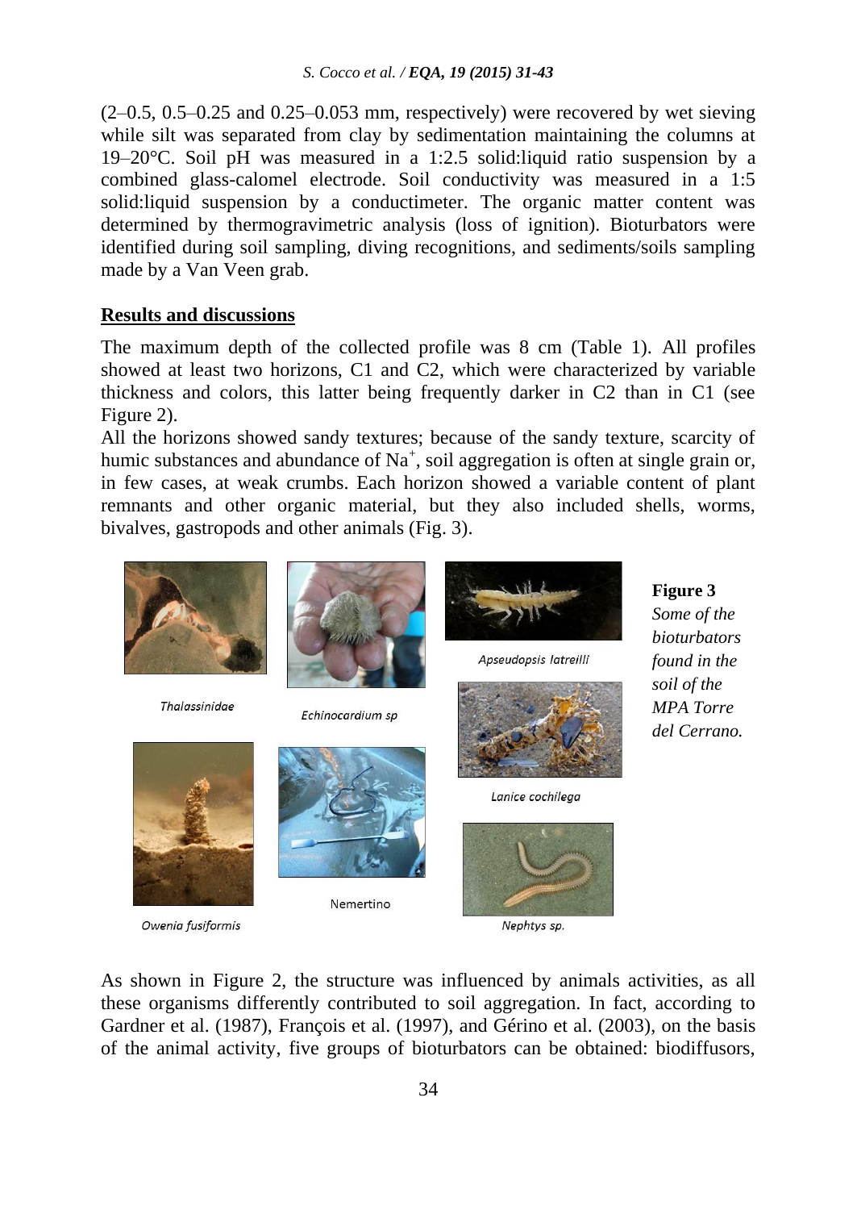(2–0.5, 0.5–0.25 and 0.25–0.053 mm, respectively) were recovered by wet sieving while silt was separated from clay by sedimentation maintaining the columns at 19–20°C. Soil pH was measured in a 1:2.5 solid:liquid ratio suspension by a combined glass-calomel electrode. Soil conductivity was measured in a 1:5 solid:liquid suspension by a conductimeter. The organic matter content was determined by thermogravimetric analysis (loss of ignition). Bioturbators were identified during soil sampling, diving recognitions, and sediments/soils sampling made by a Van Veen grab.

## Results and discussions

The maximum depth of the collected profile was 8 cm (Table 1). All profiles showed at least two horizons, C1 and C2, which were characterized by variable thickness and colors, this latter being frequently darker in C2 than in C1 (see Figure 2).

All the horizons showed sandy textures; because of the sandy texture, scarcity of humic substances and abundance of $Na^+$, soil aggregation is often at single grain or, in few cases, at weak crumbs. Each horizon showed a variable content of plant remnants and other organic material, but they also included shells, worms, bivalves, gastropods and other animals (Fig. 3).

*Thalassinidae* — *Echinocardium sp* — *Apseudopsis latreilli* — *Lanice cochilega* — *Owenia fusiformis* — Nemertino — *Nephtys sp.*

**Figure 3** *Some of the bioturbators found in the soil of the MPA Torre del Cerrano.*

As shown in Figure 2, the structure was influenced by animals activities, as all these organisms differently contributed to soil aggregation. In fact, according to Gardner et al. (1987), François et al. (1997), and Gérino et al. (2003), on the basis of the animal activity, five groups of bioturbators can be obtained: biodiffusors,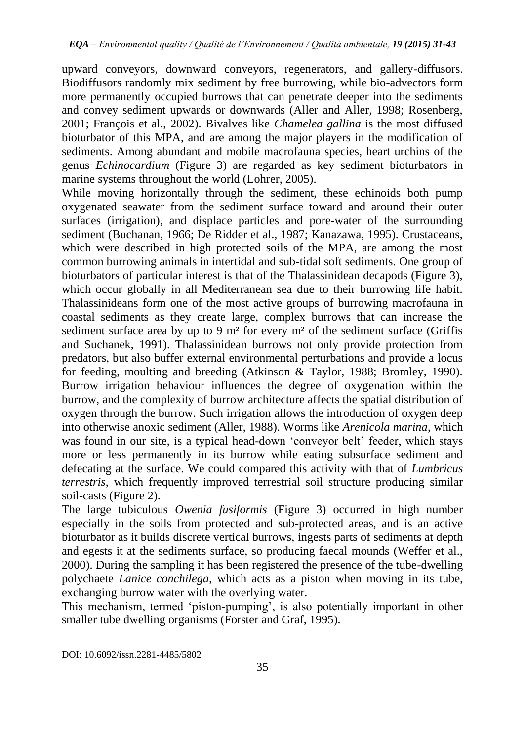upward conveyors, downward conveyors, regenerators, and gallery-diffusors. Biodiffusors randomly mix sediment by free burrowing, while bio-advectors form more permanently occupied burrows that can penetrate deeper into the sediments and convey sediment upwards or downwards (Aller and Aller, 1998; Rosenberg, 2001; François et al., 2002). Bivalves like *Chamelea gallina* is the most diffused bioturbator of this MPA, and are among the major players in the modification of sediments. Among abundant and mobile macrofauna species, heart urchins of the genus *Echinocardium* (Figure 3) are regarded as key sediment bioturbators in marine systems throughout the world (Lohrer, 2005).

While moving horizontally through the sediment, these echinoids both pump oxygenated seawater from the sediment surface toward and around their outer surfaces (irrigation), and displace particles and pore-water of the surrounding sediment (Buchanan, 1966; De Ridder et al., 1987; Kanazawa, 1995). Crustaceans, which were described in high protected soils of the MPA, are among the most common burrowing animals in intertidal and sub-tidal soft sediments. One group of bioturbators of particular interest is that of the Thalassinidean decapods (Figure 3), which occur globally in all Mediterranean sea due to their burrowing life habit. Thalassinideans form one of the most active groups of burrowing macrofauna in coastal sediments as they create large, complex burrows that can increase the sediment surface area by up to 9 m² for every m² of the sediment surface (Griffis and Suchanek, 1991). Thalassinidean burrows not only provide protection from predators, but also buffer external environmental perturbations and provide a locus for feeding, moulting and breeding (Atkinson & Taylor, 1988; Bromley, 1990). Burrow irrigation behaviour influences the degree of oxygenation within the burrow, and the complexity of burrow architecture affects the spatial distribution of oxygen through the burrow. Such irrigation allows the introduction of oxygen deep into otherwise anoxic sediment (Aller, 1988). Worms like *Arenicola marina*, which was found in our site, is a typical head-down 'conveyor belt' feeder, which stays more or less permanently in its burrow while eating subsurface sediment and defecating at the surface. We could compared this activity with that of *Lumbricus terrestris*, which frequently improved terrestrial soil structure producing similar soil-casts (Figure 2).

The large tubiculous *Owenia fusiformis* (Figure 3) occurred in high number especially in the soils from protected and sub-protected areas, and is an active bioturbator as it builds discrete vertical burrows, ingests parts of sediments at depth and egests it at the sediments surface, so producing faecal mounds (Weffer et al., 2000). During the sampling it has been registered the presence of the tube-dwelling polychaete *Lanice conchilega*, which acts as a piston when moving in its tube, exchanging burrow water with the overlying water.

This mechanism, termed 'piston-pumping', is also potentially important in other smaller tube dwelling organisms (Forster and Graf, 1995).

DOI: 10.6092/issn.2281-4485/5802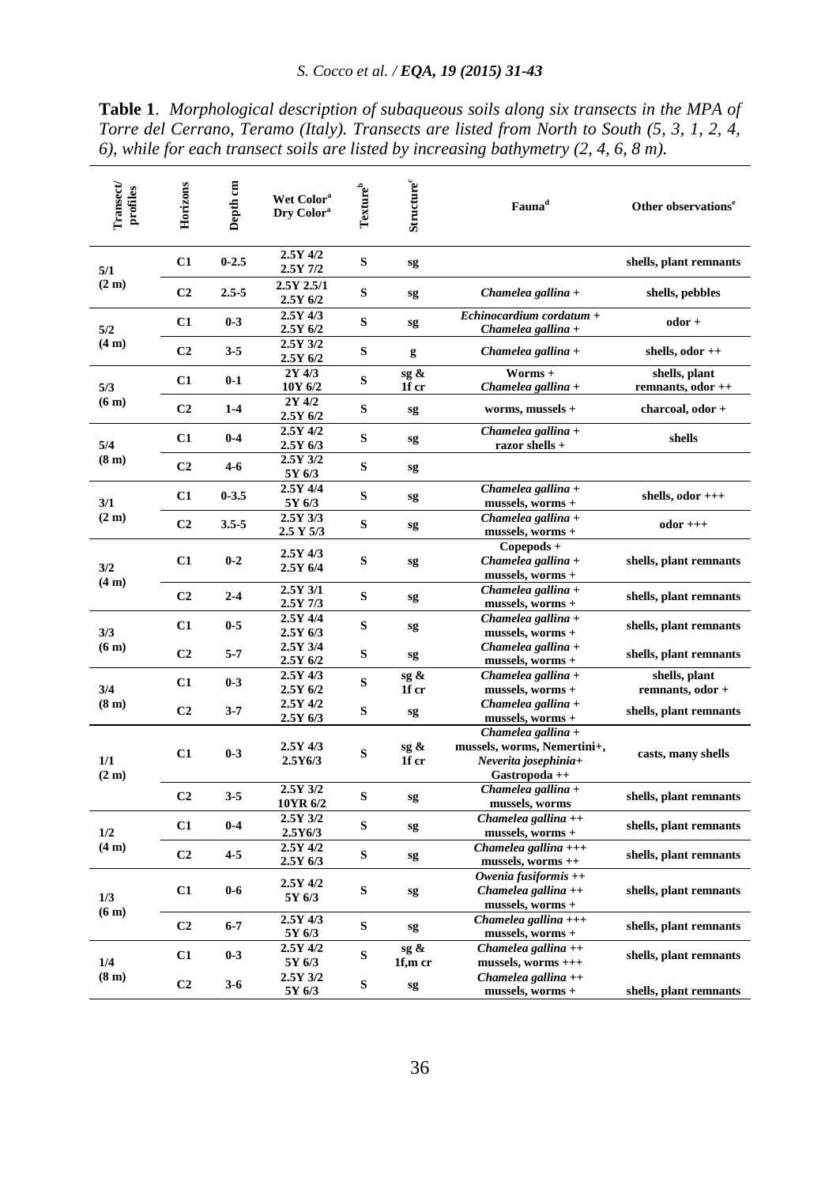**Table 1**. *Morphological description of subaqueous soils along six transects in the MPA of Torre del Cerrano, Teramo (Italy). Transects are listed from North to South (5, 3, 1, 2, 4, 6), while for each transect soils are listed by increasing bathymetry (2, 4, 6, 8 m).*

| Transect/ profiles | Horizons | Depth cm | Wet Color[a] Dry Color[a] | Texture[b] | Structure[c] | Fauna[d] | Other observations[e] |
|---|---|---|---|---|---|---|---|
| 5/1 (2 m) | C1 | 0-2.5 | 2.5Y 4/2 2.5Y 7/2 | S | sg | | shells, plant remnants |
| | C2 | 2.5-5 | 2.5Y 2.5/1 2.5Y 6/2 | S | sg | *Chamelea gallina* + | shells, pebbles |
| 5/2 (4 m) | C1 | 0-3 | 2.5Y 4/3 2.5Y 6/2 | S | sg | *Echinocardium cordatum* + *Chamelea gallina* + | odor + |
| | C2 | 3-5 | 2.5Y 3/2 2.5Y 6/2 | S | g | *Chamelea gallina* + | shells, odor ++ |
| 5/3 (6 m) | C1 | 0-1 | 2Y 4/3 10Y 6/2 | S | sg & 1f cr | Worms + *Chamelea gallina* + | shells, plant remnants, odor ++ |
| | C2 | 1-4 | 2Y 4/2 2.5Y 6/2 | S | sg | worms, mussels + | charcoal, odor + |
| 5/4 (8 m) | C1 | 0-4 | 2.5Y 4/2 2.5Y 6/3 | S | sg | *Chamelea gallina* + razor shells + | shells |
| | C2 | 4-6 | 2.5Y 3/2 5Y 6/3 | S | sg | | |
| 3/1 (2 m) | C1 | 0-3.5 | 2.5Y 4/4 5Y 6/3 | S | sg | *Chamelea gallina* + mussels, worms + | shells, odor +++ |
| | C2 | 3.5-5 | 2.5Y 3/3 2.5 Y 5/3 | S | sg | *Chamelea gallina* + mussels, worms + | odor +++ |
| 3/2 (4 m) | C1 | 0-2 | 2.5Y 4/3 2.5Y 6/4 | S | sg | Copepods + *Chamelea gallina* + mussels, worms + | shells, plant remnants |
| | C2 | 2-4 | 2.5Y 3/1 2.5Y 7/3 | S | sg | *Chamelea gallina* + mussels, worms + | shells, plant remnants |
| 3/3 (6 m) | C1 | 0-5 | 2.5Y 4/4 2.5Y 6/3 | S | sg | *Chamelea gallina* + mussels, worms + | shells, plant remnants |
| | C2 | 5-7 | 2.5Y 3/4 2.5Y 6/2 | S | sg | *Chamelea gallina* + mussels, worms + | shells, plant remnants |
| 3/4 (8 m) | C1 | 0-3 | 2.5Y 4/3 2.5Y 6/2 | S | sg & 1f cr | *Chamelea gallina* + mussels, worms + | shells, plant remnants, odor + |
| | C2 | 3-7 | 2.5Y 4/2 2.5Y 6/3 | S | sg | *Chamelea gallina* + mussels, worms + | shells, plant remnants |
| 1/1 (2 m) | C1 | 0-3 | 2.5Y 4/3 2.5Y6/3 | S | sg & 1f cr | *Chamelea gallina* + mussels, worms, Nemertini+, *Neverita josephinia*+ Gastropoda ++ | casts, many shells |
| | C2 | 3-5 | 2.5Y 3/2 10YR 6/2 | S | sg | *Chamelea gallina* + mussels, worms | shells, plant remnants |
| 1/2 (4 m) | C1 | 0-4 | 2.5Y 3/2 2.5Y6/3 | S | sg | *Chamelea gallina* ++ mussels, worms + | shells, plant remnants |
| | C2 | 4-5 | 2.5Y 4/2 2.5Y 6/3 | S | sg | *Chamelea gallina* +++ mussels, worms ++ | shells, plant remnants |
| 1/3 (6 m) | C1 | 0-6 | 2.5Y 4/2 5Y 6/3 | S | sg | *Owenia fusiformis* ++ *Chamelea gallina* ++ mussels, worms + | shells, plant remnants |
| | C2 | 6-7 | 2.5Y 4/3 5Y 6/3 | S | sg | *Chamelea gallina* +++ mussels, worms + | shells, plant remnants |
| 1/4 (8 m) | C1 | 0-3 | 2.5Y 4/2 5Y 6/3 | S | sg & 1f,m cr | *Chamelea gallina* ++ mussels, worms +++ | shells, plant remnants |
| | C2 | 3-6 | 2.5Y 3/2 5Y 6/3 | S | sg | *Chamelea gallina* ++ mussels, worms + | shells, plant remnants |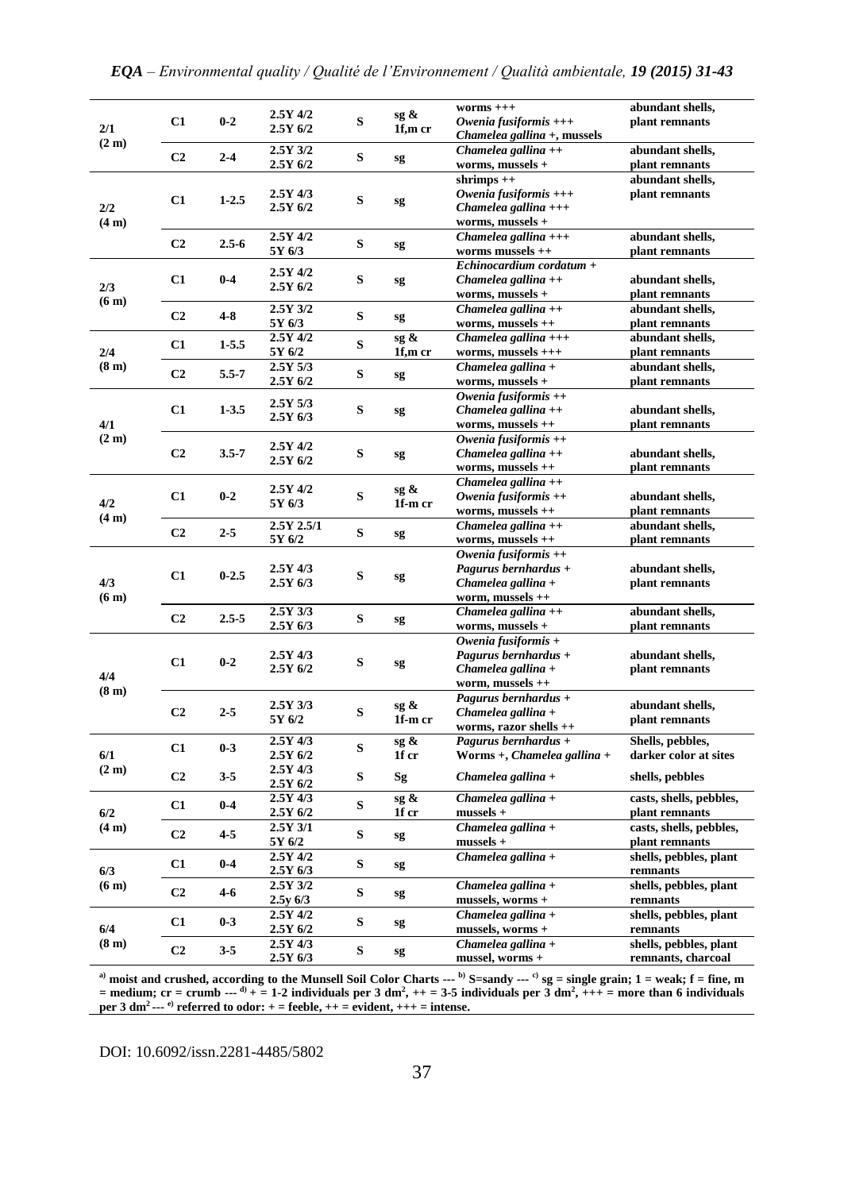| | | | | | | | |
|---|---|---|---|---|---|---|---|
| 2/1 (2 m) | C1 | 0-2 | 2.5Y 4/2 2.5Y 6/2 | S | sg & 1f,m cr | worms +++ *Owenia fusiformis* +++ *Chamelea gallina* +, mussels | abundant shells, plant remnants |
| | C2 | 2-4 | 2.5Y 3/2 2.5Y 6/2 | S | sg | *Chamelea gallina* ++ worms, mussels + | abundant shells, plant remnants |
| 2/2 (4 m) | C1 | 1-2.5 | 2.5Y 4/3 2.5Y 6/2 | S | sg | shrimps ++ *Owenia fusiformis* +++ *Chamelea gallina* +++ worms, mussels + | abundant shells, plant remnants |
| | C2 | 2.5-6 | 2.5Y 4/2 5Y 6/3 | S | sg | *Chamelea gallina* +++ worms mussels ++ | abundant shells, plant remnants |
| 2/3 (6 m) | C1 | 0-4 | 2.5Y 4/2 2.5Y 6/2 | S | sg | *Echinocardium cordatum* + *Chamelea gallina* ++ worms, mussels + | abundant shells, plant remnants |
| | C2 | 4-8 | 2.5Y 3/2 5Y 6/3 | S | sg | *Chamelea gallina* ++ worms, mussels ++ | abundant shells, plant remnants |
| 2/4 (8 m) | C1 | 1-5.5 | 2.5Y 4/2 5Y 6/2 | S | sg & 1f,m cr | *Chamelea gallina* +++ worms, mussels +++ | abundant shells, plant remnants |
| | C2 | 5.5-7 | 2.5Y 5/3 2.5Y 6/2 | S | sg | *Chamelea gallina* + worms, mussels + | abundant shells, plant remnants |
| 4/1 (2 m) | C1 | 1-3.5 | 2.5Y 5/3 2.5Y 6/3 | S | sg | *Owenia fusiformis* ++ *Chamelea gallina* ++ worms, mussels ++ | abundant shells, plant remnants |
| | C2 | 3.5-7 | 2.5Y 4/2 2.5Y 6/2 | S | sg | *Owenia fusiformis* ++ *Chamelea gallina* ++ worms, mussels ++ | abundant shells, plant remnants |
| 4/2 (4 m) | C1 | 0-2 | 2.5Y 4/2 5Y 6/3 | S | sg & 1f-m cr | *Chamelea gallina* ++ *Owenia fusiformis* ++ worms, mussels ++ | abundant shells, plant remnants |
| | C2 | 2-5 | 2.5Y 2.5/1 5Y 6/2 | S | sg | *Chamelea gallina* ++ worms, mussels ++ | abundant shells, plant remnants |
| 4/3 (6 m) | C1 | 0-2.5 | 2.5Y 4/3 2.5Y 6/3 | S | sg | *Owenia fusiformis* ++ *Pagurus bernhardus* + *Chamelea gallina* + worm, mussels ++ | abundant shells, plant remnants |
| | C2 | 2.5-5 | 2.5Y 3/3 2.5Y 6/3 | S | sg | *Chamelea gallina* ++ worms, mussels + | abundant shells, plant remnants |
| 4/4 (8 m) | C1 | 0-2 | 2.5Y 4/3 2.5Y 6/2 | S | sg | *Owenia fusiformis* + *Pagurus bernhardus* + *Chamelea gallina* + worm, mussels ++ | abundant shells, plant remnants |
| | C2 | 2-5 | 2.5Y 3/3 5Y 6/2 | S | sg & 1f-m cr | *Pagurus bernhardus* + *Chamelea gallina* + worms, razor shells ++ | abundant shells, plant remnants |
| 6/1 (2 m) | C1 | 0-3 | 2.5Y 4/3 2.5Y 6/2 | S | sg & 1f cr | *Pagurus bernhardus* + Worms +, *Chamelea gallina* + | Shells, pebbles, darker color at sites |
| | C2 | 3-5 | 2.5Y 4/3 2.5Y 6/2 | S | Sg | *Chamelea gallina* + | shells, pebbles |
| 6/2 (4 m) | C1 | 0-4 | 2.5Y 4/3 2.5Y 6/2 | S | sg & 1f cr | *Chamelea gallina* + mussels + | casts, shells, pebbles, plant remnants |
| | C2 | 4-5 | 2.5Y 3/1 5Y 6/2 | S | sg | *Chamelea gallina* + mussels + | casts, shells, pebbles, plant remnants |
| 6/3 (6 m) | C1 | 0-4 | 2.5Y 4/2 2.5Y 6/3 | S | sg | *Chamelea gallina* + | shells, pebbles, plant remnants |
| | C2 | 4-6 | 2.5Y 3/2 2.5y 6/3 | S | sg | *Chamelea gallina* + mussels, worms + | shells, pebbles, plant remnants |
| 6/4 (8 m) | C1 | 0-3 | 2.5Y 4/2 2.5Y 6/2 | S | sg | *Chamelea gallina* + mussels, worms + | shells, pebbles, plant remnants |
| | C2 | 3-5 | 2.5Y 4/3 2.5Y 6/3 | S | sg | *Chamelea gallina* + mussel, worms + | shells, pebbles, plant remnants, charcoal |

[a] moist and crushed, according to the Munsell Soil Color Charts --- [b] S=sandy --- [c] sg = single grain; 1 = weak; f = fine, m = medium; cr = crumb --- [d] + = 1-2 individuals per 3 $dm^2$, ++ = 3-5 individuals per 3 $dm^2$, +++ = more than 6 individuals per 3 $dm^2$ --- [e] referred to odor: + = feeble, ++ = evident, +++ = intense.

DOI: 10.6092/issn.2281-4485/5802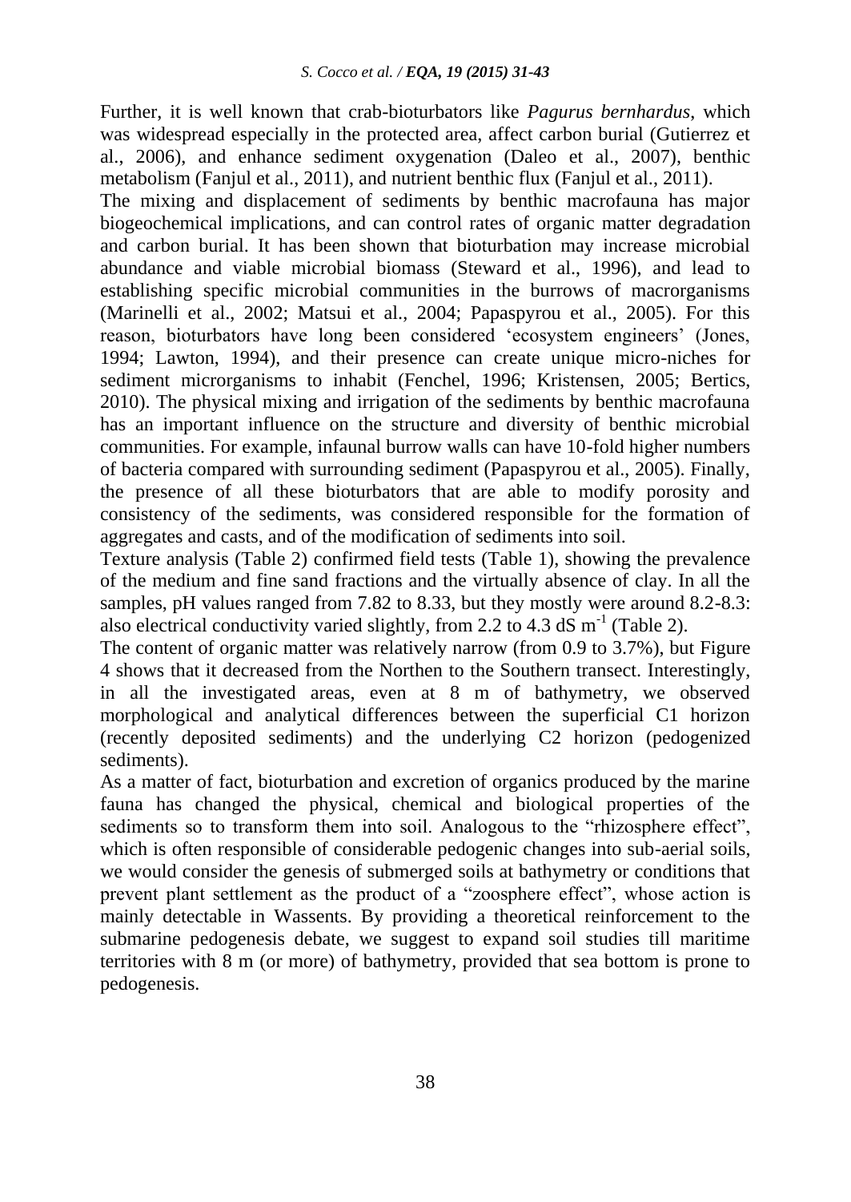Further, it is well known that crab-bioturbators like *Pagurus bernhardus*, which was widespread especially in the protected area, affect carbon burial (Gutierrez et al., 2006), and enhance sediment oxygenation (Daleo et al., 2007), benthic metabolism (Fanjul et al., 2011), and nutrient benthic flux (Fanjul et al., 2011).

The mixing and displacement of sediments by benthic macrofauna has major biogeochemical implications, and can control rates of organic matter degradation and carbon burial. It has been shown that bioturbation may increase microbial abundance and viable microbial biomass (Steward et al., 1996), and lead to establishing specific microbial communities in the burrows of macrorganisms (Marinelli et al., 2002; Matsui et al., 2004; Papaspyrou et al., 2005). For this reason, bioturbators have long been considered 'ecosystem engineers' (Jones, 1994; Lawton, 1994), and their presence can create unique micro-niches for sediment microrganisms to inhabit (Fenchel, 1996; Kristensen, 2005; Bertics, 2010). The physical mixing and irrigation of the sediments by benthic macrofauna has an important influence on the structure and diversity of benthic microbial communities. For example, infaunal burrow walls can have 10-fold higher numbers of bacteria compared with surrounding sediment (Papaspyrou et al., 2005). Finally, the presence of all these bioturbators that are able to modify porosity and consistency of the sediments, was considered responsible for the formation of aggregates and casts, and of the modification of sediments into soil.

Texture analysis (Table 2) confirmed field tests (Table 1), showing the prevalence of the medium and fine sand fractions and the virtually absence of clay. In all the samples, pH values ranged from 7.82 to 8.33, but they mostly were around 8.2-8.3: also electrical conductivity varied slightly, from 2.2 to 4.3 dS $m^{-1}$ (Table 2).

The content of organic matter was relatively narrow (from 0.9 to 3.7%), but Figure 4 shows that it decreased from the Northen to the Southern transect. Interestingly, in all the investigated areas, even at 8 m of bathymetry, we observed morphological and analytical differences between the superficial C1 horizon (recently deposited sediments) and the underlying C2 horizon (pedogenized sediments).

As a matter of fact, bioturbation and excretion of organics produced by the marine fauna has changed the physical, chemical and biological properties of the sediments so to transform them into soil. Analogous to the "rhizosphere effect", which is often responsible of considerable pedogenic changes into sub-aerial soils, we would consider the genesis of submerged soils at bathymetry or conditions that prevent plant settlement as the product of a "zoosphere effect", whose action is mainly detectable in Wassents. By providing a theoretical reinforcement to the submarine pedogenesis debate, we suggest to expand soil studies till maritime territories with 8 m (or more) of bathymetry, provided that sea bottom is prone to pedogenesis.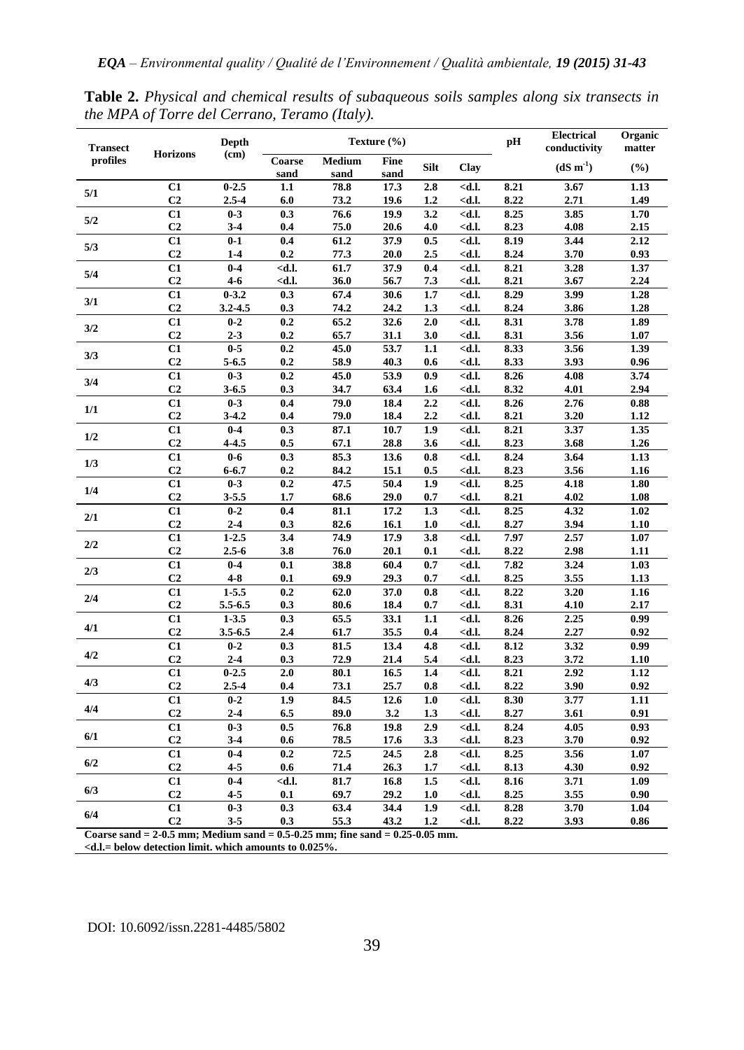**Table 2.** *Physical and chemical results of subaqueous soils samples along six transects in the MPA of Torre del Cerrano, Teramo (Italy).*

| Transect profiles | Horizons | Depth (cm) | Texture (%) | | | | | pH | Electrical conductivity | Organic matter |
|---|---|---|---|---|---|---|---|---|---|---|
| | | | Coarse sand | Medium sand | Fine sand | Silt | Clay | | ($dS\ m^{-1}$) | (%) |
| 5/1 | C1 | 0-2.5 | 1.1 | 78.8 | 17.3 | 2.8 | <d.l. | 8.21 | 3.67 | 1.13 |
| | C2 | 2.5-4 | 6.0 | 73.2 | 19.6 | 1.2 | <d.l. | 8.22 | 2.71 | 1.49 |
| 5/2 | C1 | 0-3 | 0.3 | 76.6 | 19.9 | 3.2 | <d.l. | 8.25 | 3.85 | 1.70 |
| | C2 | 3-4 | 0.4 | 75.0 | 20.6 | 4.0 | <d.l. | 8.23 | 4.08 | 2.15 |
| 5/3 | C1 | 0-1 | 0.4 | 61.2 | 37.9 | 0.5 | <d.l. | 8.19 | 3.44 | 2.12 |
| | C2 | 1-4 | 0.2 | 77.3 | 20.0 | 2.5 | <d.l. | 8.24 | 3.70 | 0.93 |
| 5/4 | C1 | 0-4 | <d.l. | 61.7 | 37.9 | 0.4 | <d.l. | 8.21 | 3.28 | 1.37 |
| | C2 | 4-6 | <d.l. | 36.0 | 56.7 | 7.3 | <d.l. | 8.21 | 3.67 | 2.24 |
| 3/1 | C1 | 0-3.2 | 0.3 | 67.4 | 30.6 | 1.7 | <d.l. | 8.29 | 3.99 | 1.28 |
| | C2 | 3.2-4.5 | 0.3 | 74.2 | 24.2 | 1.3 | <d.l. | 8.24 | 3.86 | 1.28 |
| 3/2 | C1 | 0-2 | 0.2 | 65.2 | 32.6 | 2.0 | <d.l. | 8.31 | 3.78 | 1.89 |
| | C2 | 2-3 | 0.2 | 65.7 | 31.1 | 3.0 | <d.l. | 8.31 | 3.56 | 1.07 |
| 3/3 | C1 | 0-5 | 0.2 | 45.0 | 53.7 | 1.1 | <d.l. | 8.33 | 3.56 | 1.39 |
| | C2 | 5-6.5 | 0.2 | 58.9 | 40.3 | 0.6 | <d.l. | 8.33 | 3.93 | 0.96 |
| 3/4 | C1 | 0-3 | 0.2 | 45.0 | 53.9 | 0.9 | <d.l. | 8.26 | 4.08 | 3.74 |
| | C2 | 3-6.5 | 0.3 | 34.7 | 63.4 | 1.6 | <d.l. | 8.32 | 4.01 | 2.94 |
| 1/1 | C1 | 0-3 | 0.4 | 79.0 | 18.4 | 2.2 | <d.l. | 8.26 | 2.76 | 0.88 |
| | C2 | 3-4.2 | 0.4 | 79.0 | 18.4 | 2.2 | <d.l. | 8.21 | 3.20 | 1.12 |
| 1/2 | C1 | 0-4 | 0.3 | 87.1 | 10.7 | 1.9 | <d.l. | 8.21 | 3.37 | 1.35 |
| | C2 | 4-4.5 | 0.5 | 67.1 | 28.8 | 3.6 | <d.l. | 8.23 | 3.68 | 1.26 |
| 1/3 | C1 | 0-6 | 0.3 | 85.3 | 13.6 | 0.8 | <d.l. | 8.24 | 3.64 | 1.13 |
| | C2 | 6-6.7 | 0.2 | 84.2 | 15.1 | 0.5 | <d.l. | 8.23 | 3.56 | 1.16 |
| 1/4 | C1 | 0-3 | 0.2 | 47.5 | 50.4 | 1.9 | <d.l. | 8.25 | 4.18 | 1.80 |
| | C2 | 3-5.5 | 1.7 | 68.6 | 29.0 | 0.7 | <d.l. | 8.21 | 4.02 | 1.08 |
| 2/1 | C1 | 0-2 | 0.4 | 81.1 | 17.2 | 1.3 | <d.l. | 8.25 | 4.32 | 1.02 |
| | C2 | 2-4 | 0.3 | 82.6 | 16.1 | 1.0 | <d.l. | 8.27 | 3.94 | 1.10 |
| 2/2 | C1 | 1-2.5 | 3.4 | 74.9 | 17.9 | 3.8 | <d.l. | 7.97 | 2.57 | 1.07 |
| | C2 | 2.5-6 | 3.8 | 76.0 | 20.1 | 0.1 | <d.l. | 8.22 | 2.98 | 1.11 |
| 2/3 | C1 | 0-4 | 0.1 | 38.8 | 60.4 | 0.7 | <d.l. | 7.82 | 3.24 | 1.03 |
| | C2 | 4-8 | 0.1 | 69.9 | 29.3 | 0.7 | <d.l. | 8.25 | 3.55 | 1.13 |
| 2/4 | C1 | 1-5.5 | 0.2 | 62.0 | 37.0 | 0.8 | <d.l. | 8.22 | 3.20 | 1.16 |
| | C2 | 5.5-6.5 | 0.3 | 80.6 | 18.4 | 0.7 | <d.l. | 8.31 | 4.10 | 2.17 |
| 4/1 | C1 | 1-3.5 | 0.3 | 65.5 | 33.1 | 1.1 | <d.l. | 8.26 | 2.25 | 0.99 |
| | C2 | 3.5-6.5 | 2.4 | 61.7 | 35.5 | 0.4 | <d.l. | 8.24 | 2.27 | 0.92 |
| 4/2 | C1 | 0-2 | 0.3 | 81.5 | 13.4 | 4.8 | <d.l. | 8.12 | 3.32 | 0.99 |
| | C2 | 2-4 | 0.3 | 72.9 | 21.4 | 5.4 | <d.l. | 8.23 | 3.72 | 1.10 |
| 4/3 | C1 | 0-2.5 | 2.0 | 80.1 | 16.5 | 1.4 | <d.l. | 8.21 | 2.92 | 1.12 |
| | C2 | 2.5-4 | 0.4 | 73.1 | 25.7 | 0.8 | <d.l. | 8.22 | 3.90 | 0.92 |
| 4/4 | C1 | 0-2 | 1.9 | 84.5 | 12.6 | 1.0 | <d.l. | 8.30 | 3.77 | 1.11 |
| | C2 | 2-4 | 6.5 | 89.0 | 3.2 | 1.3 | <d.l. | 8.27 | 3.61 | 0.91 |
| 6/1 | C1 | 0-3 | 0.5 | 76.8 | 19.8 | 2.9 | <d.l. | 8.24 | 4.05 | 0.93 |
| | C2 | 3-4 | 0.6 | 78.5 | 17.6 | 3.3 | <d.l. | 8.23 | 3.70 | 0.92 |
| 6/2 | C1 | 0-4 | 0.2 | 72.5 | 24.5 | 2.8 | <d.l. | 8.25 | 3.56 | 1.07 |
| | C2 | 4-5 | 0.6 | 71.4 | 26.3 | 1.7 | <d.l. | 8.13 | 4.30 | 0.92 |
| 6/3 | C1 | 0-4 | <d.l. | 81.7 | 16.8 | 1.5 | <d.l. | 8.16 | 3.71 | 1.09 |
| | C2 | 4-5 | 0.1 | 69.7 | 29.2 | 1.0 | <d.l. | 8.25 | 3.55 | 0.90 |
| 6/4 | C1 | 0-3 | 0.3 | 63.4 | 34.4 | 1.9 | <d.l. | 8.28 | 3.70 | 1.04 |
| | C2 | 3-5 | 0.3 | 55.3 | 43.2 | 1.2 | <d.l. | 8.22 | 3.93 | 0.86 |

**Coarse sand = 2-0.5 mm; Medium sand = 0.5-0.25 mm; fine sand = 0.25-0.05 mm.**
**<d.l.= below detection limit. which amounts to 0.025%.**

DOI: 10.6092/issn.2281-4485/5802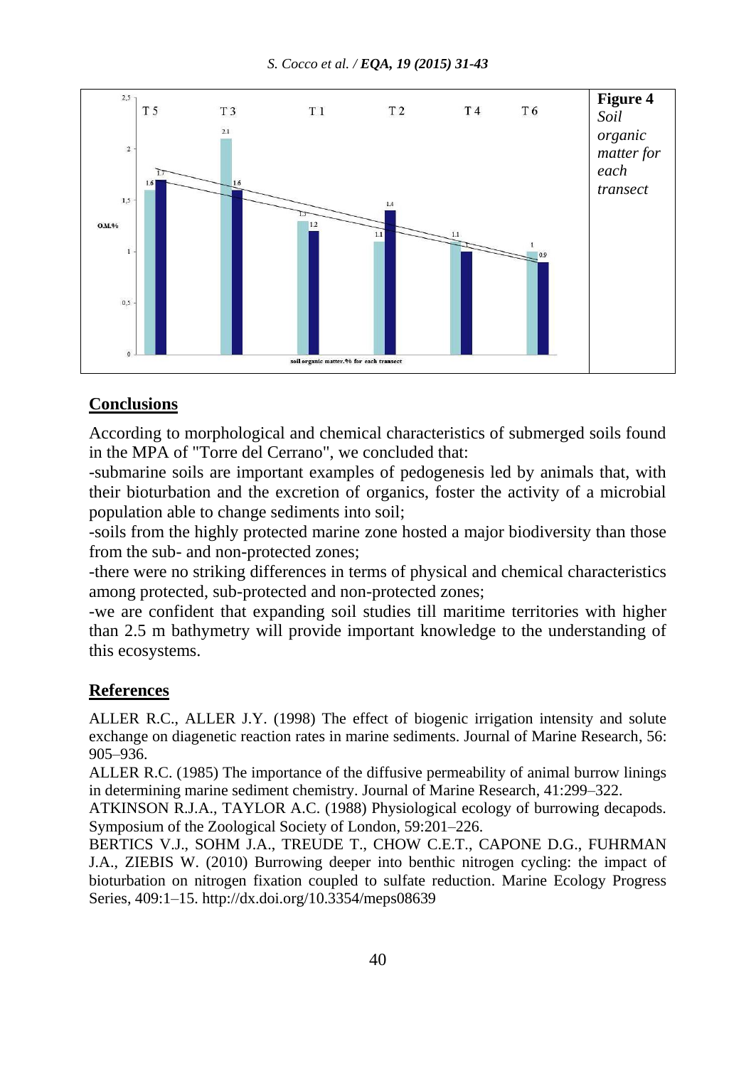**Figure 4** *Soil organic matter for each transect*

## Conclusions

According to morphological and chemical characteristics of submerged soils found in the MPA of "Torre del Cerrano", we concluded that:

-submarine soils are important examples of pedogenesis led by animals that, with their bioturbation and the excretion of organics, foster the activity of a microbial population able to change sediments into soil;

-soils from the highly protected marine zone hosted a major biodiversity than those from the sub- and non-protected zones;

-there were no striking differences in terms of physical and chemical characteristics among protected, sub-protected and non-protected zones;

-we are confident that expanding soil studies till maritime territories with higher than 2.5 m bathymetry will provide important knowledge to the understanding of this ecosystems.

## References

ALLER R.C., ALLER J.Y. (1998) The effect of biogenic irrigation intensity and solute exchange on diagenetic reaction rates in marine sediments. Journal of Marine Research, 56: 905–936.

ALLER R.C. (1985) The importance of the diffusive permeability of animal burrow linings in determining marine sediment chemistry. Journal of Marine Research, 41:299–322.

ATKINSON R.J.A., TAYLOR A.C. (1988) Physiological ecology of burrowing decapods. Symposium of the Zoological Society of London, 59:201–226.

BERTICS V.J., SOHM J.A., TREUDE T., CHOW C.E.T., CAPONE D.G., FUHRMAN J.A., ZIEBIS W. (2010) Burrowing deeper into benthic nitrogen cycling: the impact of bioturbation on nitrogen fixation coupled to sulfate reduction. Marine Ecology Progress Series, 409:1–15. http://dx.doi.org/10.3354/meps08639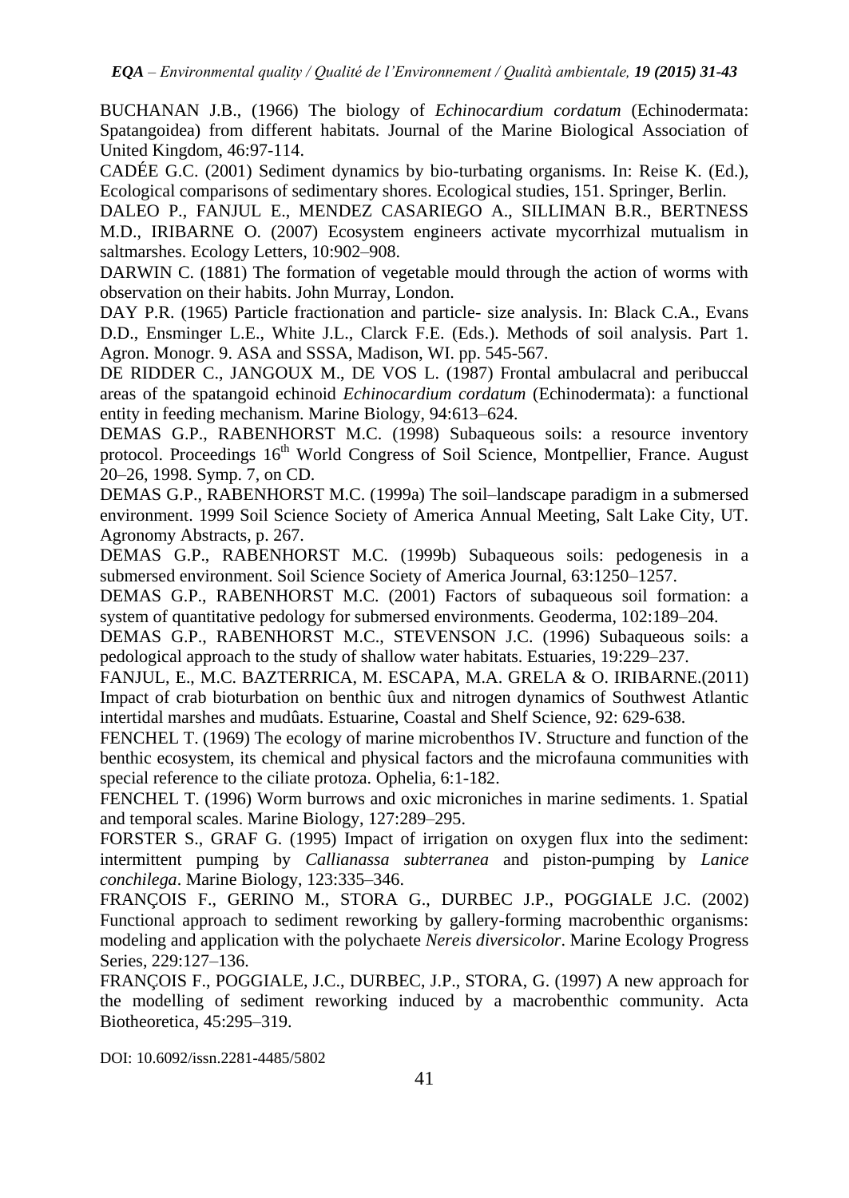BUCHANAN J.B., (1966) The biology of *Echinocardium cordatum* (Echinodermata: Spatangoidea) from different habitats. Journal of the Marine Biological Association of United Kingdom, 46:97-114.

CADÉE G.C. (2001) Sediment dynamics by bio-turbating organisms. In: Reise K. (Ed.), Ecological comparisons of sedimentary shores. Ecological studies, 151. Springer, Berlin.

DALEO P., FANJUL E., MENDEZ CASARIEGO A., SILLIMAN B.R., BERTNESS M.D., IRIBARNE O. (2007) Ecosystem engineers activate mycorrhizal mutualism in saltmarshes. Ecology Letters, 10:902–908.

DARWIN C. (1881) The formation of vegetable mould through the action of worms with observation on their habits. John Murray, London.

DAY P.R. (1965) Particle fractionation and particle- size analysis. In: Black C.A., Evans D.D., Ensminger L.E., White J.L., Clarck F.E. (Eds.). Methods of soil analysis. Part 1. Agron. Monogr. 9. ASA and SSSA, Madison, WI. pp. 545-567.

DE RIDDER C., JANGOUX M., DE VOS L. (1987) Frontal ambulacral and peribuccal areas of the spatangoid echinoid *Echinocardium cordatum* (Echinodermata): a functional entity in feeding mechanism. Marine Biology, 94:613–624.

DEMAS G.P., RABENHORST M.C. (1998) Subaqueous soils: a resource inventory protocol. Proceedings 16th World Congress of Soil Science, Montpellier, France. August 20–26, 1998. Symp. 7, on CD.

DEMAS G.P., RABENHORST M.C. (1999a) The soil–landscape paradigm in a submersed environment. 1999 Soil Science Society of America Annual Meeting, Salt Lake City, UT. Agronomy Abstracts, p. 267.

DEMAS G.P., RABENHORST M.C. (1999b) Subaqueous soils: pedogenesis in a submersed environment. Soil Science Society of America Journal, 63:1250–1257.

DEMAS G.P., RABENHORST M.C. (2001) Factors of subaqueous soil formation: a system of quantitative pedology for submersed environments. Geoderma, 102:189–204.

DEMAS G.P., RABENHORST M.C., STEVENSON J.C. (1996) Subaqueous soils: a pedological approach to the study of shallow water habitats. Estuaries, 19:229–237.

FANJUL, E., M.C. BAZTERRICA, M. ESCAPA, M.A. GRELA & O. IRIBARNE.(2011) Impact of crab bioturbation on benthic ûux and nitrogen dynamics of Southwest Atlantic intertidal marshes and mudûats. Estuarine, Coastal and Shelf Science, 92: 629-638.

FENCHEL T. (1969) The ecology of marine microbenthos IV. Structure and function of the benthic ecosystem, its chemical and physical factors and the microfauna communities with special reference to the ciliate protoza. Ophelia, 6:1-182.

FENCHEL T. (1996) Worm burrows and oxic microniches in marine sediments. 1. Spatial and temporal scales. Marine Biology, 127:289–295.

FORSTER S., GRAF G. (1995) Impact of irrigation on oxygen flux into the sediment: intermittent pumping by *Callianassa subterranea* and piston-pumping by *Lanice conchilega*. Marine Biology, 123:335–346.

FRANÇOIS F., GERINO M., STORA G., DURBEC J.P., POGGIALE J.C. (2002) Functional approach to sediment reworking by gallery-forming macrobenthic organisms: modeling and application with the polychaete *Nereis diversicolor*. Marine Ecology Progress Series, 229:127–136.

FRANÇOIS F., POGGIALE, J.C., DURBEC, J.P., STORA, G. (1997) A new approach for the modelling of sediment reworking induced by a macrobenthic community. Acta Biotheoretica, 45:295–319.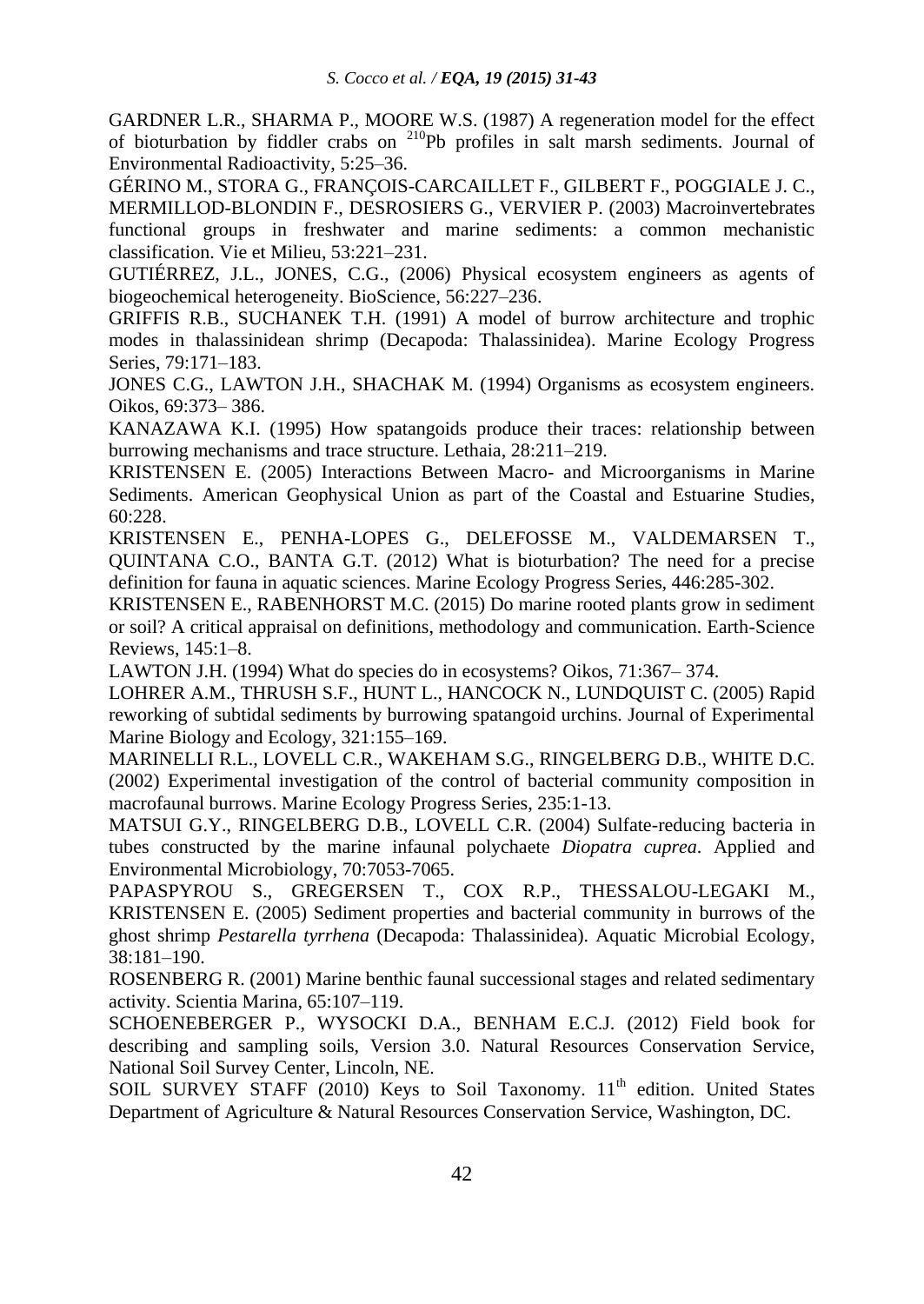GARDNER L.R., SHARMA P., MOORE W.S. (1987) A regeneration model for the effect of bioturbation by fiddler crabs on $^{210}$Pb profiles in salt marsh sediments. Journal of Environmental Radioactivity, 5:25–36.

GÉRINO M., STORA G., FRANÇOIS-CARCAILLET F., GILBERT F., POGGIALE J. C., MERMILLOD-BLONDIN F., DESROSIERS G., VERVIER P. (2003) Macroinvertebrates functional groups in freshwater and marine sediments: a common mechanistic classification. Vie et Milieu, 53:221–231.

GUTIÉRREZ, J.L., JONES, C.G., (2006) Physical ecosystem engineers as agents of biogeochemical heterogeneity. BioScience, 56:227–236.

GRIFFIS R.B., SUCHANEK T.H. (1991) A model of burrow architecture and trophic modes in thalassinidean shrimp (Decapoda: Thalassinidea). Marine Ecology Progress Series, 79:171–183.

JONES C.G., LAWTON J.H., SHACHAK M. (1994) Organisms as ecosystem engineers. Oikos, 69:373– 386.

KANAZAWA K.I. (1995) How spatangoids produce their traces: relationship between burrowing mechanisms and trace structure. Lethaia, 28:211–219.

KRISTENSEN E. (2005) Interactions Between Macro- and Microorganisms in Marine Sediments. American Geophysical Union as part of the Coastal and Estuarine Studies, 60:228.

KRISTENSEN E., PENHA-LOPES G., DELEFOSSE M., VALDEMARSEN T., QUINTANA C.O., BANTA G.T. (2012) What is bioturbation? The need for a precise definition for fauna in aquatic sciences. Marine Ecology Progress Series, 446:285-302.

KRISTENSEN E., RABENHORST M.C. (2015) Do marine rooted plants grow in sediment or soil? A critical appraisal on definitions, methodology and communication. Earth-Science Reviews, 145:1–8.

LAWTON J.H. (1994) What do species do in ecosystems? Oikos, 71:367– 374.

LOHRER A.M., THRUSH S.F., HUNT L., HANCOCK N., LUNDQUIST C. (2005) Rapid reworking of subtidal sediments by burrowing spatangoid urchins. Journal of Experimental Marine Biology and Ecology, 321:155–169.

MARINELLI R.L., LOVELL C.R., WAKEHAM S.G., RINGELBERG D.B., WHITE D.C. (2002) Experimental investigation of the control of bacterial community composition in macrofaunal burrows. Marine Ecology Progress Series, 235:1-13.

MATSUI G.Y., RINGELBERG D.B., LOVELL C.R. (2004) Sulfate-reducing bacteria in tubes constructed by the marine infaunal polychaete *Diopatra cuprea*. Applied and Environmental Microbiology, 70:7053-7065.

PAPASPYROU S., GREGERSEN T., COX R.P., THESSALOU-LEGAKI M., KRISTENSEN E. (2005) Sediment properties and bacterial community in burrows of the ghost shrimp *Pestarella tyrrhena* (Decapoda: Thalassinidea). Aquatic Microbial Ecology, 38:181–190.

ROSENBERG R. (2001) Marine benthic faunal successional stages and related sedimentary activity. Scientia Marina, 65:107–119.

SCHOENEBERGER P., WYSOCKI D.A., BENHAM E.C.J. (2012) Field book for describing and sampling soils, Version 3.0. Natural Resources Conservation Service, National Soil Survey Center, Lincoln, NE.

SOIL SURVEY STAFF (2010) Keys to Soil Taxonomy. 11th edition. United States Department of Agriculture & Natural Resources Conservation Service, Washington, DC.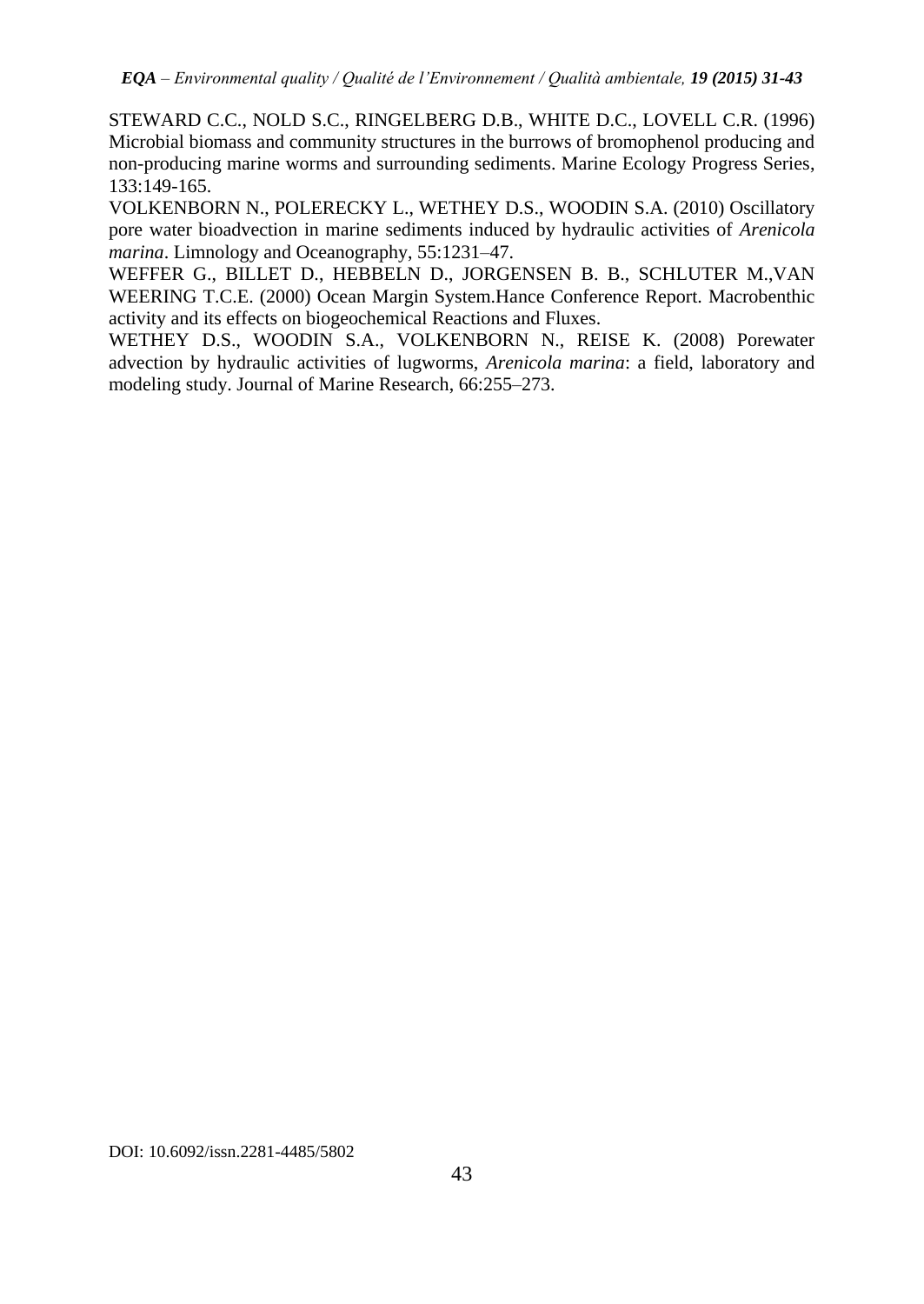STEWARD C.C., NOLD S.C., RINGELBERG D.B., WHITE D.C., LOVELL C.R. (1996) Microbial biomass and community structures in the burrows of bromophenol producing and non-producing marine worms and surrounding sediments. Marine Ecology Progress Series, 133:149-165.

VOLKENBORN N., POLERECKY L., WETHEY D.S., WOODIN S.A. (2010) Oscillatory pore water bioadvection in marine sediments induced by hydraulic activities of *Arenicola marina*. Limnology and Oceanography, 55:1231–47.

WEFFER G., BILLET D., HEBBELN D., JORGENSEN B. B., SCHLUTER M.,VAN WEERING T.C.E. (2000) Ocean Margin System.Hance Conference Report. Macrobenthic activity and its effects on biogeochemical Reactions and Fluxes.

WETHEY D.S., WOODIN S.A., VOLKENBORN N., REISE K. (2008) Porewater advection by hydraulic activities of lugworms, *Arenicola marina*: a field, laboratory and modeling study. Journal of Marine Research, 66:255–273.

DOI: 10.6092/issn.2281-4485/5802